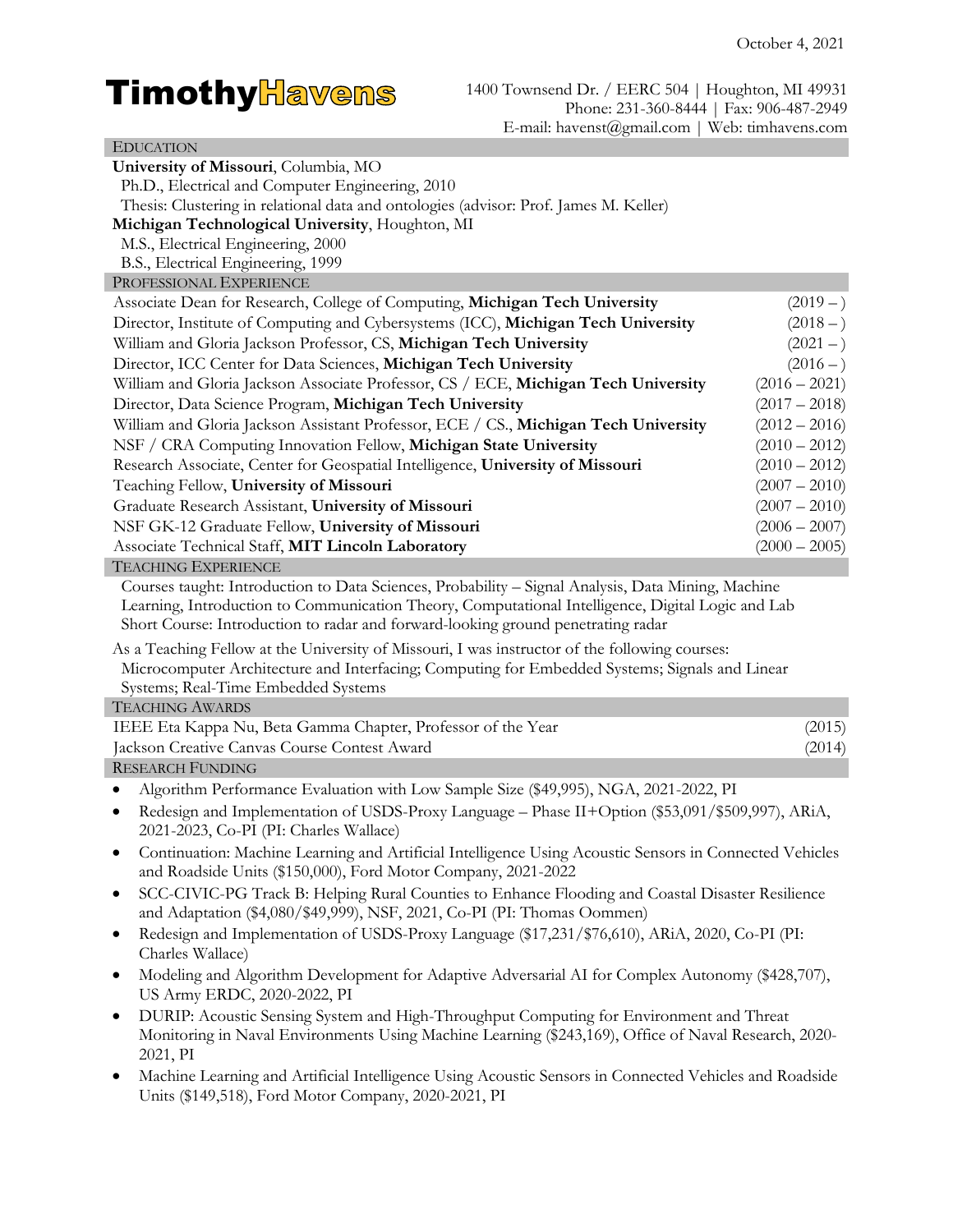October 4, 2021

# Timothy Havens

1400 Townsend Dr. / EERC 504 | Houghton, MI 49931
Phone: 231-360-8444 | Fax: 906-487-2949
E-mail: havenst@gmail.com | Web: timhavens.com

## EDUCATION

**University of Missouri**, Columbia, MO
Ph.D., Electrical and Computer Engineering, 2010
Thesis: Clustering in relational data and ontologies (advisor: Prof. James M. Keller)

**Michigan Technological University**, Houghton, MI
M.S., Electrical Engineering, 2000
B.S., Electrical Engineering, 1999

## PROFESSIONAL EXPERIENCE

| | |
|---|---|
| Associate Dean for Research, College of Computing, **Michigan Tech University** | (2019 – ) |
| Director, Institute of Computing and Cybersystems (ICC), **Michigan Tech University** | (2018 – ) |
| William and Gloria Jackson Professor, CS, **Michigan Tech University** | (2021 – ) |
| Director, ICC Center for Data Sciences, **Michigan Tech University** | (2016 – ) |
| William and Gloria Jackson Associate Professor, CS / ECE, **Michigan Tech University** | (2016 – 2021) |
| Director, Data Science Program, **Michigan Tech University** | (2017 – 2018) |
| William and Gloria Jackson Assistant Professor, ECE / CS., **Michigan Tech University** | (2012 – 2016) |
| NSF / CRA Computing Innovation Fellow, **Michigan State University** | (2010 – 2012) |
| Research Associate, Center for Geospatial Intelligence, **University of Missouri** | (2010 – 2012) |
| Teaching Fellow, **University of Missouri** | (2007 – 2010) |
| Graduate Research Assistant, **University of Missouri** | (2007 – 2010) |
| NSF GK-12 Graduate Fellow, **University of Missouri** | (2006 – 2007) |
| Associate Technical Staff, **MIT Lincoln Laboratory** | (2000 – 2005) |

## TEACHING EXPERIENCE

Courses taught: Introduction to Data Sciences, Probability – Signal Analysis, Data Mining, Machine Learning, Introduction to Communication Theory, Computational Intelligence, Digital Logic and Lab
Short Course: Introduction to radar and forward-looking ground penetrating radar

As a Teaching Fellow at the University of Missouri, I was instructor of the following courses:
Microcomputer Architecture and Interfacing; Computing for Embedded Systems; Signals and Linear Systems; Real-Time Embedded Systems

## TEACHING AWARDS

| | |
|---|---|
| IEEE Eta Kappa Nu, Beta Gamma Chapter, Professor of the Year | (2015) |
| Jackson Creative Canvas Course Contest Award | (2014) |

## RESEARCH FUNDING

- Algorithm Performance Evaluation with Low Sample Size ($49,995), NGA, 2021-2022, PI
- Redesign and Implementation of USDS-Proxy Language – Phase II+Option ($53,091/$509,997), ARiA, 2021-2023, Co-PI (PI: Charles Wallace)
- Continuation: Machine Learning and Artificial Intelligence Using Acoustic Sensors in Connected Vehicles and Roadside Units ($150,000), Ford Motor Company, 2021-2022
- SCC-CIVIC-PG Track B: Helping Rural Counties to Enhance Flooding and Coastal Disaster Resilience and Adaptation ($4,080/$49,999), NSF, 2021, Co-PI (PI: Thomas Oommen)
- Redesign and Implementation of USDS-Proxy Language ($17,231/$76,610), ARiA, 2020, Co-PI (PI: Charles Wallace)
- Modeling and Algorithm Development for Adaptive Adversarial AI for Complex Autonomy ($428,707), US Army ERDC, 2020-2022, PI
- DURIP: Acoustic Sensing System and High-Throughput Computing for Environment and Threat Monitoring in Naval Environments Using Machine Learning ($243,169), Office of Naval Research, 2020-2021, PI
- Machine Learning and Artificial Intelligence Using Acoustic Sensors in Connected Vehicles and Roadside Units ($149,518), Ford Motor Company, 2020-2021, PI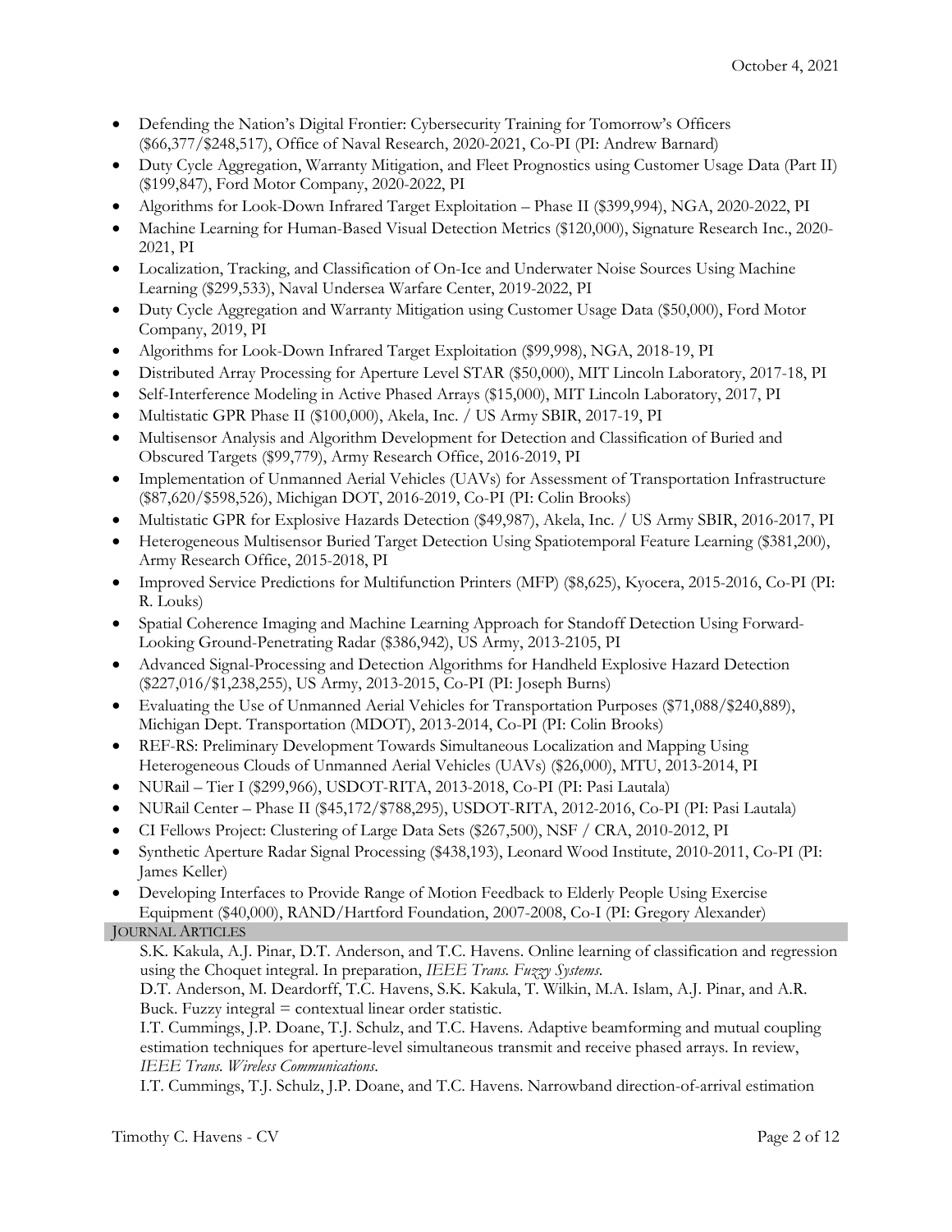- Defending the Nation's Digital Frontier: Cybersecurity Training for Tomorrow's Officers ($66,377/$248,517), Office of Naval Research, 2020-2021, Co-PI (PI: Andrew Barnard)
- Duty Cycle Aggregation, Warranty Mitigation, and Fleet Prognostics using Customer Usage Data (Part II) ($199,847), Ford Motor Company, 2020-2022, PI
- Algorithms for Look-Down Infrared Target Exploitation – Phase II ($399,994), NGA, 2020-2022, PI
- Machine Learning for Human-Based Visual Detection Metrics ($120,000), Signature Research Inc., 2020-2021, PI
- Localization, Tracking, and Classification of On-Ice and Underwater Noise Sources Using Machine Learning ($299,533), Naval Undersea Warfare Center, 2019-2022, PI
- Duty Cycle Aggregation and Warranty Mitigation using Customer Usage Data ($50,000), Ford Motor Company, 2019, PI
- Algorithms for Look-Down Infrared Target Exploitation ($99,998), NGA, 2018-19, PI
- Distributed Array Processing for Aperture Level STAR ($50,000), MIT Lincoln Laboratory, 2017-18, PI
- Self-Interference Modeling in Active Phased Arrays ($15,000), MIT Lincoln Laboratory, 2017, PI
- Multistatic GPR Phase II ($100,000), Akela, Inc. / US Army SBIR, 2017-19, PI
- Multisensor Analysis and Algorithm Development for Detection and Classification of Buried and Obscured Targets ($99,779), Army Research Office, 2016-2019, PI
- Implementation of Unmanned Aerial Vehicles (UAVs) for Assessment of Transportation Infrastructure ($87,620/$598,526), Michigan DOT, 2016-2019, Co-PI (PI: Colin Brooks)
- Multistatic GPR for Explosive Hazards Detection ($49,987), Akela, Inc. / US Army SBIR, 2016-2017, PI
- Heterogeneous Multisensor Buried Target Detection Using Spatiotemporal Feature Learning ($381,200), Army Research Office, 2015-2018, PI
- Improved Service Predictions for Multifunction Printers (MFP) ($8,625), Kyocera, 2015-2016, Co-PI (PI: R. Louks)
- Spatial Coherence Imaging and Machine Learning Approach for Standoff Detection Using Forward-Looking Ground-Penetrating Radar ($386,942), US Army, 2013-2105, PI
- Advanced Signal-Processing and Detection Algorithms for Handheld Explosive Hazard Detection ($227,016/$1,238,255), US Army, 2013-2015, Co-PI (PI: Joseph Burns)
- Evaluating the Use of Unmanned Aerial Vehicles for Transportation Purposes ($71,088/$240,889), Michigan Dept. Transportation (MDOT), 2013-2014, Co-PI (PI: Colin Brooks)
- REF-RS: Preliminary Development Towards Simultaneous Localization and Mapping Using Heterogeneous Clouds of Unmanned Aerial Vehicles (UAVs) ($26,000), MTU, 2013-2014, PI
- NURail – Tier I ($299,966), USDOT-RITA, 2013-2018, Co-PI (PI: Pasi Lautala)
- NURail Center – Phase II ($45,172/$788,295), USDOT-RITA, 2012-2016, Co-PI (PI: Pasi Lautala)
- CI Fellows Project: Clustering of Large Data Sets ($267,500), NSF / CRA, 2010-2012, PI
- Synthetic Aperture Radar Signal Processing ($438,193), Leonard Wood Institute, 2010-2011, Co-PI (PI: James Keller)
- Developing Interfaces to Provide Range of Motion Feedback to Elderly People Using Exercise Equipment ($40,000), RAND/Hartford Foundation, 2007-2008, Co-I (PI: Gregory Alexander)

## JOURNAL ARTICLES

S.K. Kakula, A.J. Pinar, D.T. Anderson, and T.C. Havens. Online learning of classification and regression using the Choquet integral. In preparation, *IEEE Trans. Fuzzy Systems*.

D.T. Anderson, M. Deardorff, T.C. Havens, S.K. Kakula, T. Wilkin, M.A. Islam, A.J. Pinar, and A.R. Buck. Fuzzy integral = contextual linear order statistic.

I.T. Cummings, J.P. Doane, T.J. Schulz, and T.C. Havens. Adaptive beamforming and mutual coupling estimation techniques for aperture-level simultaneous transmit and receive phased arrays. In review, *IEEE Trans. Wireless Communications*.

I.T. Cummings, T.J. Schulz, J.P. Doane, and T.C. Havens. Narrowband direction-of-arrival estimation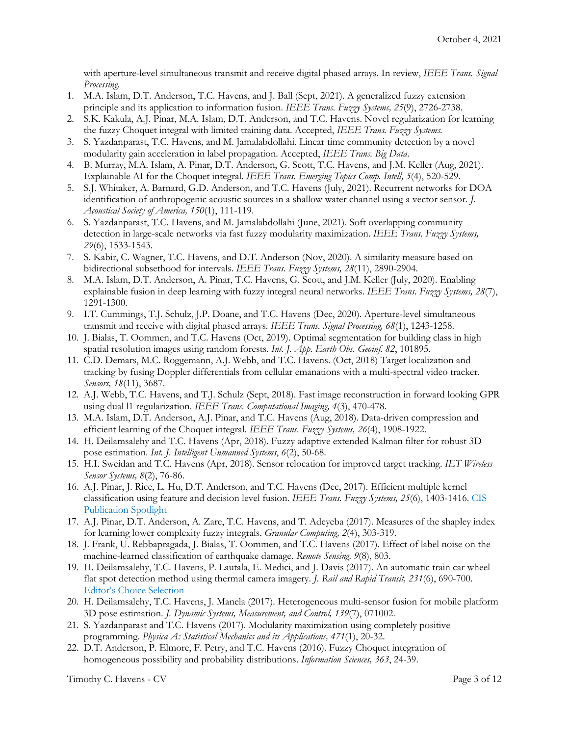with aperture-level simultaneous transmit and receive digital phased arrays. In review, *IEEE Trans. Signal Processing.*

1. M.A. Islam, D.T. Anderson, T.C. Havens, and J. Ball (Sept, 2021). A generalized fuzzy extension principle and its application to information fusion. *IEEE Trans. Fuzzy Systems, 25*(9), 2726-2738.
2. S.K. Kakula, A.J. Pinar, M.A. Islam, D.T. Anderson, and T.C. Havens. Novel regularization for learning the fuzzy Choquet integral with limited training data. Accepted, *IEEE Trans. Fuzzy Systems.*
3. S. Yazdanparast, T.C. Havens, and M. Jamalabdollahi. Linear time community detection by a novel modularity gain acceleration in label propagation. Accepted, *IEEE Trans. Big Data.*
4. B. Murray, M.A. Islam, A. Pinar, D.T. Anderson, G. Scott, T.C. Havens, and J.M. Keller (Aug, 2021). Explainable AI for the Choquet integral. *IEEE Trans. Emerging Topics Comp. Intell, 5*(4), 520-529.
5. S.J. Whitaker, A. Barnard, G.D. Anderson, and T.C. Havens (July, 2021). Recurrent networks for DOA identification of anthropogenic acoustic sources in a shallow water channel using a vector sensor. *J. Acoustical Society of America, 150*(1), 111-119.
6. S. Yazdanparast, T.C. Havens, and M. Jamalabdollahi (June, 2021). Soft overlapping community detection in large-scale networks via fast fuzzy modularity maximization. *IEEE Trans. Fuzzy Systems, 29*(6), 1533-1543.
7. S. Kabir, C. Wagner, T.C. Havens, and D.T. Anderson (Nov, 2020). A similarity measure based on bidirectional subsethood for intervals. *IEEE Trans. Fuzzy Systems, 28*(11), 2890-2904.
8. M.A. Islam, D.T. Anderson, A. Pinar, T.C. Havens, G. Scott, and J.M. Keller (July, 2020). Enabling explainable fusion in deep learning with fuzzy integral neural networks. *IEEE Trans. Fuzzy Systems, 28*(7), 1291-1300.
9. I.T. Cummings, T.J. Schulz, J.P. Doane, and T.C. Havens (Dec, 2020). Aperture-level simultaneous transmit and receive with digital phased arrays. *IEEE Trans. Signal Processing, 68*(1), 1243-1258.
10. J. Bialas, T. Oommen, and T.C. Havens (Oct, 2019). Optimal segmentation for building class in high spatial resolution images using random forests. *Int. J. App. Earth Obs. Geoinf. 82*, 101895.
11. C.D. Demars, M.C. Roggemann, A.J. Webb, and T.C. Havens. (Oct, 2018) Target localization and tracking by fusing Doppler differentials from cellular emanations with a multi-spectral video tracker. *Sensors, 18*(11), 3687.
12. A.J. Webb, T.C. Havens, and T.J. Schulz (Sept, 2018). Fast image reconstruction in forward looking GPR using dual l1 regularization. *IEEE Trans. Computational Imaging, 4*(3), 470-478.
13. M.A. Islam, D.T. Anderson, A.J. Pinar, and T.C. Havens (Aug, 2018). Data-driven compression and efficient learning of the Choquet integral. *IEEE Trans. Fuzzy Systems, 26*(4), 1908-1922.
14. H. Deilamsalehy and T.C. Havens (Apr, 2018). Fuzzy adaptive extended Kalman filter for robust 3D pose estimation. *Int. J. Intelligent Unmanned Systems*, *6*(2), 50-68.
15. H.I. Sweidan and T.C. Havens (Apr, 2018). Sensor relocation for improved target tracking. *IET Wireless Sensor Systems, 8*(2), 76-86.
16. A.J. Pinar, J. Rice, L. Hu, D.T. Anderson, and T.C. Havens (Dec, 2017). Efficient multiple kernel classification using feature and decision level fusion. *IEEE Trans. Fuzzy Systems, 25*(6), 1403-1416. CIS Publication Spotlight
17. A.J. Pinar, D.T. Anderson, A. Zare, T.C. Havens, and T. Adeyeba (2017). Measures of the shapley index for learning lower complexity fuzzy integrals. *Granular Computing, 2*(4), 303-319.
18. J. Frank, U. Rebbapragada, J. Bialas, T. Oommen, and T.C. Havens (2017). Effect of label noise on the machine-learned classification of earthquake damage. *Remote Sensing, 9*(8), 803.
19. H. Deilamsalehy, T.C. Havens, P. Lautala, E. Medici, and J. Davis (2017). An automatic train car wheel flat spot detection method using thermal camera imagery. *J. Rail and Rapid Transit, 231*(6), 690-700. Editor's Choice Selection
20. H. Deilamsalehy, T.C. Havens, J. Manela (2017). Heterogeneous multi-sensor fusion for mobile platform 3D pose estimation. *J. Dynamic Systems, Measurement, and Control, 139*(7), 071002.
21. S. Yazdanparast and T.C. Havens (2017). Modularity maximization using completely positive programming. *Physica A: Statistical Mechanics and its Applications, 471*(1), 20-32.
22. D.T. Anderson, P. Elmore, F. Petry, and T.C. Havens (2016). Fuzzy Choquet integration of homogeneous possibility and probability distributions. *Information Sciences, 363*, 24-39.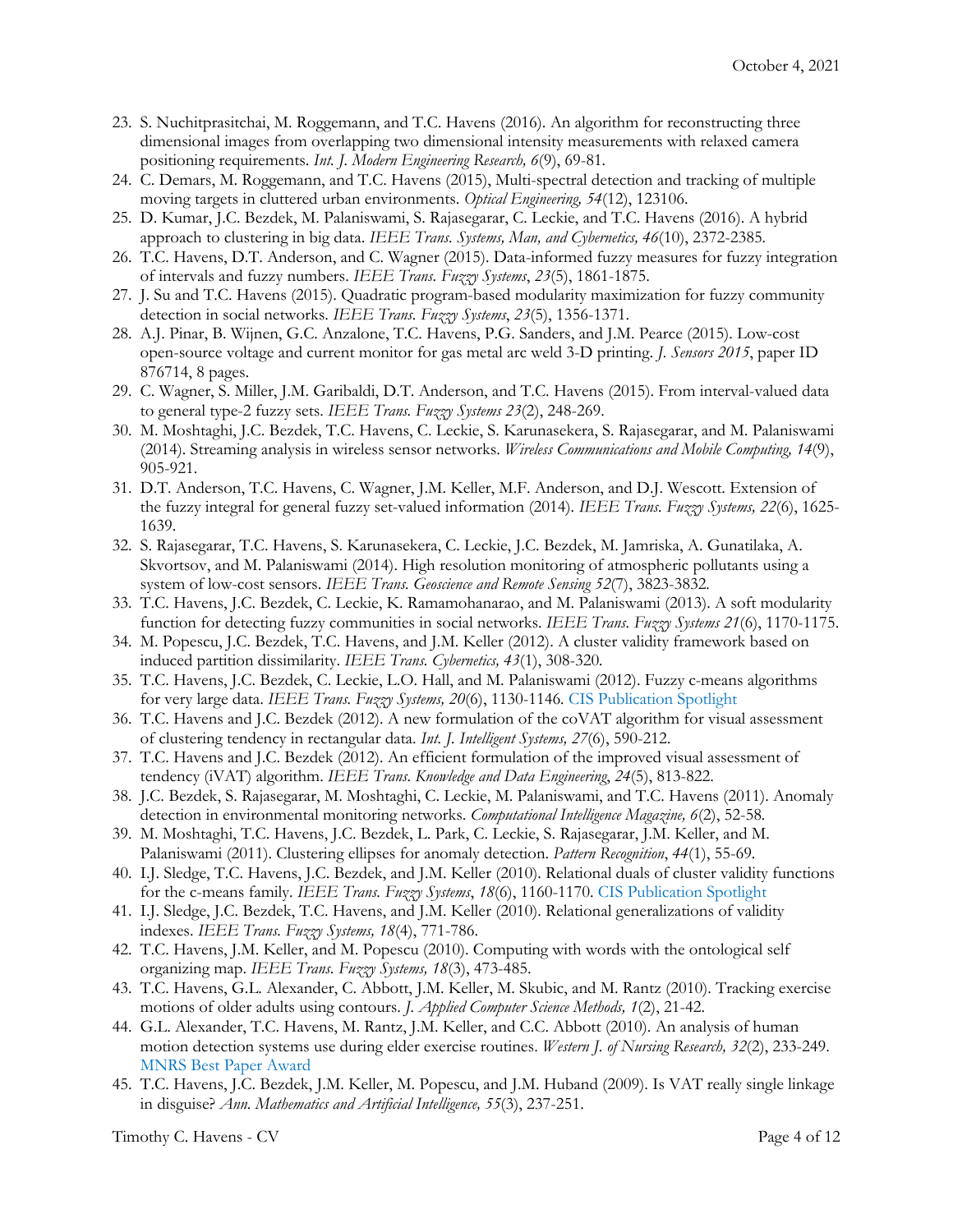23. S. Nuchitprasitchai, M. Roggemann, and T.C. Havens (2016). An algorithm for reconstructing three dimensional images from overlapping two dimensional intensity measurements with relaxed camera positioning requirements. *Int. J. Modern Engineering Research, 6*(9), 69-81.
24. C. Demars, M. Roggemann, and T.C. Havens (2015), Multi-spectral detection and tracking of multiple moving targets in cluttered urban environments. *Optical Engineering, 54*(12), 123106.
25. D. Kumar, J.C. Bezdek, M. Palaniswami, S. Rajasegarar, C. Leckie, and T.C. Havens (2016). A hybrid approach to clustering in big data. *IEEE Trans. Systems, Man, and Cybernetics, 46*(10), 2372-2385.
26. T.C. Havens, D.T. Anderson, and C. Wagner (2015). Data-informed fuzzy measures for fuzzy integration of intervals and fuzzy numbers. *IEEE Trans. Fuzzy Systems*, *23*(5), 1861-1875.
27. J. Su and T.C. Havens (2015). Quadratic program-based modularity maximization for fuzzy community detection in social networks. *IEEE Trans. Fuzzy Systems*, *23*(5), 1356-1371.
28. A.J. Pinar, B. Wijnen, G.C. Anzalone, T.C. Havens, P.G. Sanders, and J.M. Pearce (2015). Low-cost open-source voltage and current monitor for gas metal arc weld 3-D printing. *J. Sensors 2015*, paper ID 876714, 8 pages.
29. C. Wagner, S. Miller, J.M. Garibaldi, D.T. Anderson, and T.C. Havens (2015). From interval-valued data to general type-2 fuzzy sets. *IEEE Trans. Fuzzy Systems 23*(2), 248-269.
30. M. Moshtaghi, J.C. Bezdek, T.C. Havens, C. Leckie, S. Karunasekera, S. Rajasegarar, and M. Palaniswami (2014). Streaming analysis in wireless sensor networks. *Wireless Communications and Mobile Computing, 14*(9), 905-921.
31. D.T. Anderson, T.C. Havens, C. Wagner, J.M. Keller, M.F. Anderson, and D.J. Wescott. Extension of the fuzzy integral for general fuzzy set-valued information (2014). *IEEE Trans. Fuzzy Systems, 22*(6), 1625-1639.
32. S. Rajasegarar, T.C. Havens, S. Karunasekera, C. Leckie, J.C. Bezdek, M. Jamriska, A. Gunatilaka, A. Skvortsov, and M. Palaniswami (2014). High resolution monitoring of atmospheric pollutants using a system of low-cost sensors. *IEEE Trans. Geoscience and Remote Sensing 52*(7), 3823-3832.
33. T.C. Havens, J.C. Bezdek, C. Leckie, K. Ramamohanarao, and M. Palaniswami (2013). A soft modularity function for detecting fuzzy communities in social networks. *IEEE Trans. Fuzzy Systems 21*(6), 1170-1175.
34. M. Popescu, J.C. Bezdek, T.C. Havens, and J.M. Keller (2012). A cluster validity framework based on induced partition dissimilarity. *IEEE Trans. Cybernetics, 43*(1), 308-320.
35. T.C. Havens, J.C. Bezdek, C. Leckie, L.O. Hall, and M. Palaniswami (2012). Fuzzy c-means algorithms for very large data. *IEEE Trans. Fuzzy Systems, 20*(6), 1130-1146. CIS Publication Spotlight
36. T.C. Havens and J.C. Bezdek (2012). A new formulation of the coVAT algorithm for visual assessment of clustering tendency in rectangular data. *Int. J. Intelligent Systems, 27*(6), 590-212.
37. T.C. Havens and J.C. Bezdek (2012). An efficient formulation of the improved visual assessment of tendency (iVAT) algorithm. *IEEE Trans. Knowledge and Data Engineering*, *24*(5), 813-822.
38. J.C. Bezdek, S. Rajasegarar, M. Moshtaghi, C. Leckie, M. Palaniswami, and T.C. Havens (2011). Anomaly detection in environmental monitoring networks. *Computational Intelligence Magazine, 6*(2), 52-58.
39. M. Moshtaghi, T.C. Havens, J.C. Bezdek, L. Park, C. Leckie, S. Rajasegarar, J.M. Keller, and M. Palaniswami (2011). Clustering ellipses for anomaly detection. *Pattern Recognition*, *44*(1), 55-69.
40. I.J. Sledge, T.C. Havens, J.C. Bezdek, and J.M. Keller (2010). Relational duals of cluster validity functions for the c-means family. *IEEE Trans. Fuzzy Systems*, *18*(6), 1160-1170. CIS Publication Spotlight
41. I.J. Sledge, J.C. Bezdek, T.C. Havens, and J.M. Keller (2010). Relational generalizations of validity indexes. *IEEE Trans. Fuzzy Systems, 18*(4), 771-786.
42. T.C. Havens, J.M. Keller, and M. Popescu (2010). Computing with words with the ontological self organizing map. *IEEE Trans. Fuzzy Systems, 18*(3), 473-485.
43. T.C. Havens, G.L. Alexander, C. Abbott, J.M. Keller, M. Skubic, and M. Rantz (2010). Tracking exercise motions of older adults using contours. *J. Applied Computer Science Methods, 1*(2), 21-42.
44. G.L. Alexander, T.C. Havens, M. Rantz, J.M. Keller, and C.C. Abbott (2010). An analysis of human motion detection systems use during elder exercise routines. *Western J. of Nursing Research, 32*(2), 233-249. MNRS Best Paper Award
45. T.C. Havens, J.C. Bezdek, J.M. Keller, M. Popescu, and J.M. Huband (2009). Is VAT really single linkage in disguise? *Ann. Mathematics and Artificial Intelligence, 55*(3), 237-251.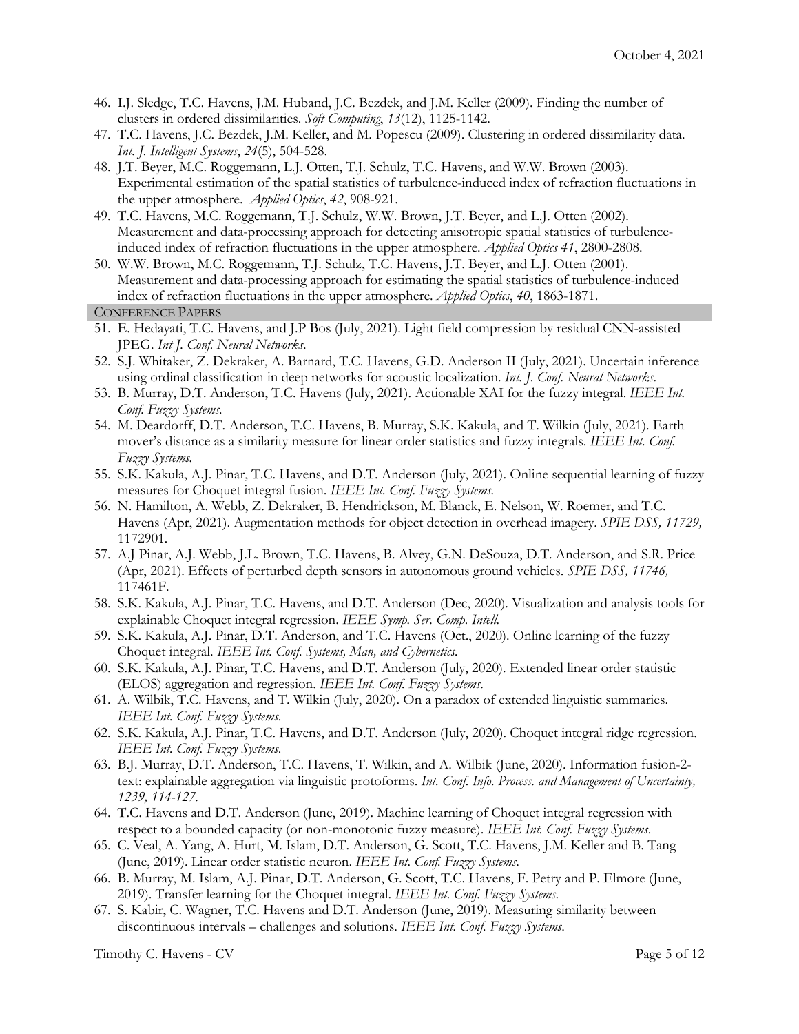46. I.J. Sledge, T.C. Havens, J.M. Huband, J.C. Bezdek, and J.M. Keller (2009). Finding the number of clusters in ordered dissimilarities. *Soft Computing*, *13*(12), 1125-1142.
47. T.C. Havens, J.C. Bezdek, J.M. Keller, and M. Popescu (2009). Clustering in ordered dissimilarity data. *Int. J. Intelligent Systems*, *24*(5), 504-528.
48. J.T. Beyer, M.C. Roggemann, L.J. Otten, T.J. Schulz, T.C. Havens, and W.W. Brown (2003). Experimental estimation of the spatial statistics of turbulence-induced index of refraction fluctuations in the upper atmosphere. *Applied Optics*, *42*, 908-921.
49. T.C. Havens, M.C. Roggemann, T.J. Schulz, W.W. Brown, J.T. Beyer, and L.J. Otten (2002). Measurement and data-processing approach for detecting anisotropic spatial statistics of turbulence-induced index of refraction fluctuations in the upper atmosphere. *Applied Optics 41*, 2800-2808.
50. W.W. Brown, M.C. Roggemann, T.J. Schulz, T.C. Havens, J.T. Beyer, and L.J. Otten (2001). Measurement and data-processing approach for estimating the spatial statistics of turbulence-induced index of refraction fluctuations in the upper atmosphere. *Applied Optics*, *40*, 1863-1871.

## Conference Papers

51. E. Hedayati, T.C. Havens, and J.P Bos (July, 2021). Light field compression by residual CNN-assisted JPEG. *Int J. Conf. Neural Networks.*
52. S.J. Whitaker, Z. Dekraker, A. Barnard, T.C. Havens, G.D. Anderson II (July, 2021). Uncertain inference using ordinal classification in deep networks for acoustic localization. *Int. J. Conf. Neural Networks.*
53. B. Murray, D.T. Anderson, T.C. Havens (July, 2021). Actionable XAI for the fuzzy integral. *IEEE Int. Conf. Fuzzy Systems.*
54. M. Deardorff, D.T. Anderson, T.C. Havens, B. Murray, S.K. Kakula, and T. Wilkin (July, 2021). Earth mover's distance as a similarity measure for linear order statistics and fuzzy integrals. *IEEE Int. Conf. Fuzzy Systems.*
55. S.K. Kakula, A.J. Pinar, T.C. Havens, and D.T. Anderson (July, 2021). Online sequential learning of fuzzy measures for Choquet integral fusion. *IEEE Int. Conf. Fuzzy Systems.*
56. N. Hamilton, A. Webb, Z. Dekraker, B. Hendrickson, M. Blanck, E. Nelson, W. Roemer, and T.C. Havens (Apr, 2021). Augmentation methods for object detection in overhead imagery. *SPIE DSS, 11729,* 1172901.
57. A.J Pinar, A.J. Webb, J.L. Brown, T.C. Havens, B. Alvey, G.N. DeSouza, D.T. Anderson, and S.R. Price (Apr, 2021). Effects of perturbed depth sensors in autonomous ground vehicles. *SPIE DSS, 11746,* 117461F.
58. S.K. Kakula, A.J. Pinar, T.C. Havens, and D.T. Anderson (Dec, 2020). Visualization and analysis tools for explainable Choquet integral regression. *IEEE Symp. Ser. Comp. Intell.*
59. S.K. Kakula, A.J. Pinar, D.T. Anderson, and T.C. Havens (Oct., 2020). Online learning of the fuzzy Choquet integral. *IEEE Int. Conf. Systems, Man, and Cybernetics.*
60. S.K. Kakula, A.J. Pinar, T.C. Havens, and D.T. Anderson (July, 2020). Extended linear order statistic (ELOS) aggregation and regression. *IEEE Int. Conf. Fuzzy Systems*.
61. A. Wilbik, T.C. Havens, and T. Wilkin (July, 2020). On a paradox of extended linguistic summaries. *IEEE Int. Conf. Fuzzy Systems*.
62. S.K. Kakula, A.J. Pinar, T.C. Havens, and D.T. Anderson (July, 2020). Choquet integral ridge regression. *IEEE Int. Conf. Fuzzy Systems*.
63. B.J. Murray, D.T. Anderson, T.C. Havens, T. Wilkin, and A. Wilbik (June, 2020). Information fusion-2-text: explainable aggregation via linguistic protoforms. *Int. Conf. Info. Process. and Management of Uncertainty, 1239, 114-127.*
64. T.C. Havens and D.T. Anderson (June, 2019). Machine learning of Choquet integral regression with respect to a bounded capacity (or non-monotonic fuzzy measure). *IEEE Int. Conf. Fuzzy Systems*.
65. C. Veal, A. Yang, A. Hurt, M. Islam, D.T. Anderson, G. Scott, T.C. Havens, J.M. Keller and B. Tang (June, 2019). Linear order statistic neuron. *IEEE Int. Conf. Fuzzy Systems*.
66. B. Murray, M. Islam, A.J. Pinar, D.T. Anderson, G. Scott, T.C. Havens, F. Petry and P. Elmore (June, 2019). Transfer learning for the Choquet integral. *IEEE Int. Conf. Fuzzy Systems.*
67. S. Kabir, C. Wagner, T.C. Havens and D.T. Anderson (June, 2019). Measuring similarity between discontinuous intervals – challenges and solutions. *IEEE Int. Conf. Fuzzy Systems*.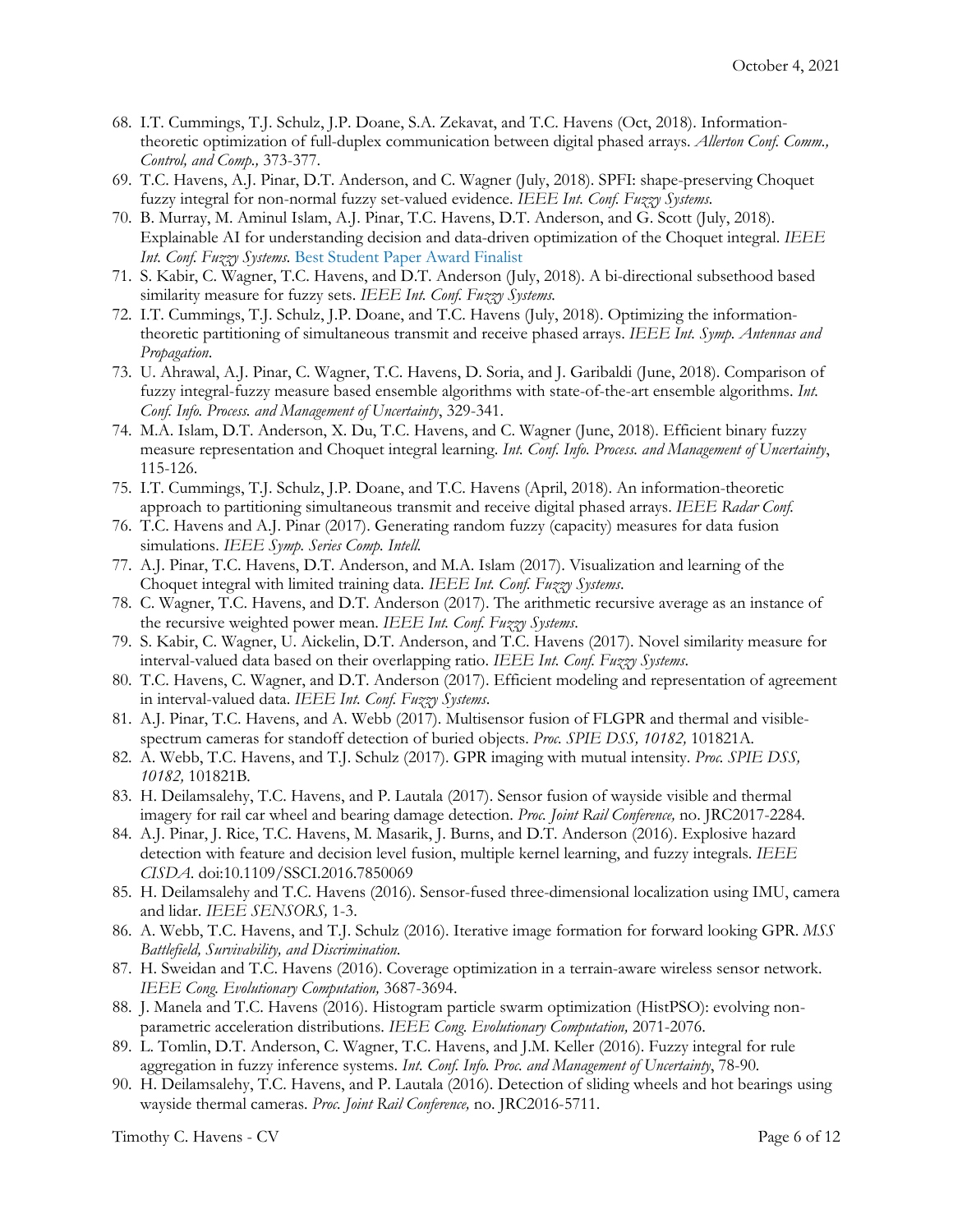68. I.T. Cummings, T.J. Schulz, J.P. Doane, S.A. Zekavat, and T.C. Havens (Oct, 2018). Information-theoretic optimization of full-duplex communication between digital phased arrays. *Allerton Conf. Comm., Control, and Comp.,* 373-377.
69. T.C. Havens, A.J. Pinar, D.T. Anderson, and C. Wagner (July, 2018). SPFI: shape-preserving Choquet fuzzy integral for non-normal fuzzy set-valued evidence. *IEEE Int. Conf. Fuzzy Systems*.
70. B. Murray, M. Aminul Islam, A.J. Pinar, T.C. Havens, D.T. Anderson, and G. Scott (July, 2018). Explainable AI for understanding decision and data-driven optimization of the Choquet integral. *IEEE Int. Conf. Fuzzy Systems.* Best Student Paper Award Finalist
71. S. Kabir, C. Wagner, T.C. Havens, and D.T. Anderson (July, 2018). A bi-directional subsethood based similarity measure for fuzzy sets. *IEEE Int. Conf. Fuzzy Systems.*
72. I.T. Cummings, T.J. Schulz, J.P. Doane, and T.C. Havens (July, 2018). Optimizing the information-theoretic partitioning of simultaneous transmit and receive phased arrays. *IEEE Int. Symp. Antennas and Propagation*.
73. U. Ahrawal, A.J. Pinar, C. Wagner, T.C. Havens, D. Soria, and J. Garibaldi (June, 2018). Comparison of fuzzy integral-fuzzy measure based ensemble algorithms with state-of-the-art ensemble algorithms. *Int. Conf. Info. Process. and Management of Uncertainty*, 329-341.
74. M.A. Islam, D.T. Anderson, X. Du, T.C. Havens, and C. Wagner (June, 2018). Efficient binary fuzzy measure representation and Choquet integral learning. *Int. Conf. Info. Process. and Management of Uncertainty*, 115-126.
75. I.T. Cummings, T.J. Schulz, J.P. Doane, and T.C. Havens (April, 2018). An information-theoretic approach to partitioning simultaneous transmit and receive digital phased arrays. *IEEE Radar Conf.*
76. T.C. Havens and A.J. Pinar (2017). Generating random fuzzy (capacity) measures for data fusion simulations. *IEEE Symp. Series Comp. Intell.*
77. A.J. Pinar, T.C. Havens, D.T. Anderson, and M.A. Islam (2017). Visualization and learning of the Choquet integral with limited training data. *IEEE Int. Conf. Fuzzy Systems*.
78. C. Wagner, T.C. Havens, and D.T. Anderson (2017). The arithmetic recursive average as an instance of the recursive weighted power mean. *IEEE Int. Conf. Fuzzy Systems*.
79. S. Kabir, C. Wagner, U. Aickelin, D.T. Anderson, and T.C. Havens (2017). Novel similarity measure for interval-valued data based on their overlapping ratio. *IEEE Int. Conf. Fuzzy Systems*.
80. T.C. Havens, C. Wagner, and D.T. Anderson (2017). Efficient modeling and representation of agreement in interval-valued data. *IEEE Int. Conf. Fuzzy Systems*.
81. A.J. Pinar, T.C. Havens, and A. Webb (2017). Multisensor fusion of FLGPR and thermal and visible-spectrum cameras for standoff detection of buried objects. *Proc. SPIE DSS, 10182,* 101821A.
82. A. Webb, T.C. Havens, and T.J. Schulz (2017). GPR imaging with mutual intensity. *Proc. SPIE DSS, 10182,* 101821B.
83. H. Deilamsalehy, T.C. Havens, and P. Lautala (2017). Sensor fusion of wayside visible and thermal imagery for rail car wheel and bearing damage detection. *Proc. Joint Rail Conference,* no. JRC2017-2284.
84. A.J. Pinar, J. Rice, T.C. Havens, M. Masarik, J. Burns, and D.T. Anderson (2016). Explosive hazard detection with feature and decision level fusion, multiple kernel learning, and fuzzy integrals. *IEEE CISDA.* doi:10.1109/SSCI.2016.7850069
85. H. Deilamsalehy and T.C. Havens (2016). Sensor-fused three-dimensional localization using IMU, camera and lidar. *IEEE SENSORS,* 1-3.
86. A. Webb, T.C. Havens, and T.J. Schulz (2016). Iterative image formation for forward looking GPR. *MSS Battlefield, Survivability, and Discrimination.*
87. H. Sweidan and T.C. Havens (2016). Coverage optimization in a terrain-aware wireless sensor network. *IEEE Cong. Evolutionary Computation,* 3687-3694.
88. J. Manela and T.C. Havens (2016). Histogram particle swarm optimization (HistPSO): evolving non-parametric acceleration distributions. *IEEE Cong. Evolutionary Computation,* 2071-2076.
89. L. Tomlin, D.T. Anderson, C. Wagner, T.C. Havens, and J.M. Keller (2016). Fuzzy integral for rule aggregation in fuzzy inference systems. *Int. Conf. Info. Proc. and Management of Uncertainty*, 78-90.
90. H. Deilamsalehy, T.C. Havens, and P. Lautala (2016). Detection of sliding wheels and hot bearings using wayside thermal cameras. *Proc. Joint Rail Conference,* no. JRC2016-5711.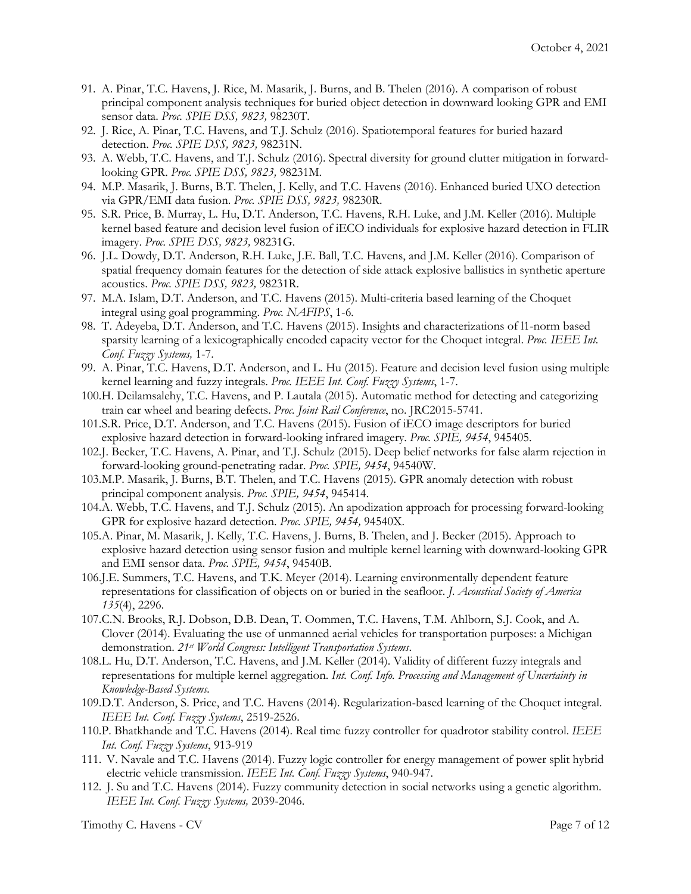91. A. Pinar, T.C. Havens, J. Rice, M. Masarik, J. Burns, and B. Thelen (2016). A comparison of robust principal component analysis techniques for buried object detection in downward looking GPR and EMI sensor data. *Proc. SPIE DSS, 9823,* 98230T.
92. J. Rice, A. Pinar, T.C. Havens, and T.J. Schulz (2016). Spatiotemporal features for buried hazard detection. *Proc. SPIE DSS, 9823,* 98231N.
93. A. Webb, T.C. Havens, and T.J. Schulz (2016). Spectral diversity for ground clutter mitigation in forward-looking GPR. *Proc. SPIE DSS, 9823,* 98231M.
94. M.P. Masarik, J. Burns, B.T. Thelen, J. Kelly, and T.C. Havens (2016). Enhanced buried UXO detection via GPR/EMI data fusion. *Proc. SPIE DSS, 9823,* 98230R.
95. S.R. Price, B. Murray, L. Hu, D.T. Anderson, T.C. Havens, R.H. Luke, and J.M. Keller (2016). Multiple kernel based feature and decision level fusion of iECO individuals for explosive hazard detection in FLIR imagery. *Proc. SPIE DSS, 9823,* 98231G.
96. J.L. Dowdy, D.T. Anderson, R.H. Luke, J.E. Ball, T.C. Havens, and J.M. Keller (2016). Comparison of spatial frequency domain features for the detection of side attack explosive ballistics in synthetic aperture acoustics. *Proc. SPIE DSS, 9823,* 98231R.
97. M.A. Islam, D.T. Anderson, and T.C. Havens (2015). Multi-criteria based learning of the Choquet integral using goal programming. *Proc. NAFIPS*, 1-6.
98. T. Adeyeba, D.T. Anderson, and T.C. Havens (2015). Insights and characterizations of l1-norm based sparsity learning of a lexicographically encoded capacity vector for the Choquet integral. *Proc. IEEE Int. Conf. Fuzzy Systems,* 1-7.
99. A. Pinar, T.C. Havens, D.T. Anderson, and L. Hu (2015). Feature and decision level fusion using multiple kernel learning and fuzzy integrals. *Proc. IEEE Int. Conf. Fuzzy Systems*, 1-7.
100. H. Deilamsalehy, T.C. Havens, and P. Lautala (2015). Automatic method for detecting and categorizing train car wheel and bearing defects. *Proc. Joint Rail Conference*, no. JRC2015-5741.
101. S.R. Price, D.T. Anderson, and T.C. Havens (2015). Fusion of iECO image descriptors for buried explosive hazard detection in forward-looking infrared imagery. *Proc. SPIE, 9454*, 945405.
102. J. Becker, T.C. Havens, A. Pinar, and T.J. Schulz (2015). Deep belief networks for false alarm rejection in forward-looking ground-penetrating radar. *Proc. SPIE, 9454*, 94540W.
103. M.P. Masarik, J. Burns, B.T. Thelen, and T.C. Havens (2015). GPR anomaly detection with robust principal component analysis. *Proc. SPIE, 9454*, 945414.
104. A. Webb, T.C. Havens, and T.J. Schulz (2015). An apodization approach for processing forward-looking GPR for explosive hazard detection. *Proc. SPIE, 9454,* 94540X.
105. A. Pinar, M. Masarik, J. Kelly, T.C. Havens, J. Burns, B. Thelen, and J. Becker (2015). Approach to explosive hazard detection using sensor fusion and multiple kernel learning with downward-looking GPR and EMI sensor data. *Proc. SPIE, 9454*, 94540B.
106. J.E. Summers, T.C. Havens, and T.K. Meyer (2014). Learning environmentally dependent feature representations for classification of objects on or buried in the seafloor. *J. Acoustical Society of America 135*(4), 2296.
107. C.N. Brooks, R.J. Dobson, D.B. Dean, T. Oommen, T.C. Havens, T.M. Ahlborn, S.J. Cook, and A. Clover (2014). Evaluating the use of unmanned aerial vehicles for transportation purposes: a Michigan demonstration. *21st World Congress: Intelligent Transportation Systems.*
108. L. Hu, D.T. Anderson, T.C. Havens, and J.M. Keller (2014). Validity of different fuzzy integrals and representations for multiple kernel aggregation. *Int. Conf. Info. Processing and Management of Uncertainty in Knowledge-Based Systems.*
109. D.T. Anderson, S. Price, and T.C. Havens (2014). Regularization-based learning of the Choquet integral. *IEEE Int. Conf. Fuzzy Systems*, 2519-2526.
110. P. Bhatkhande and T.C. Havens (2014). Real time fuzzy controller for quadrotor stability control. *IEEE Int. Conf. Fuzzy Systems*, 913-919
111. V. Navale and T.C. Havens (2014). Fuzzy logic controller for energy management of power split hybrid electric vehicle transmission. *IEEE Int. Conf. Fuzzy Systems*, 940-947.
112. J. Su and T.C. Havens (2014). Fuzzy community detection in social networks using a genetic algorithm. *IEEE Int. Conf. Fuzzy Systems,* 2039-2046.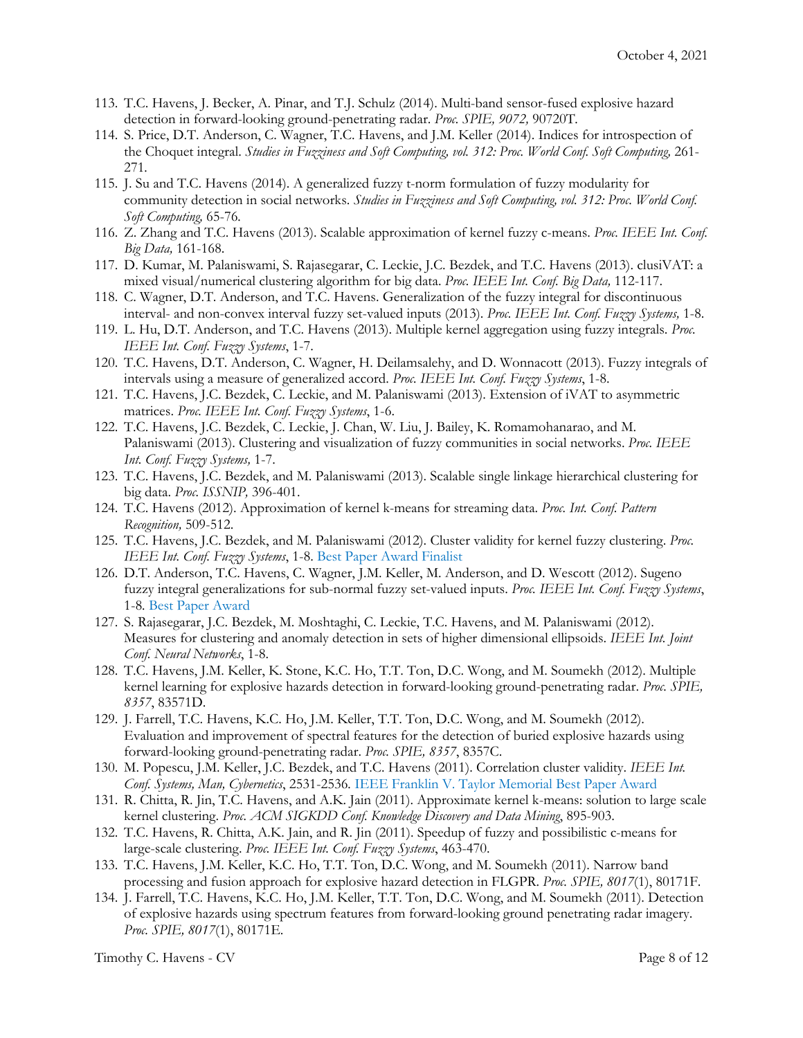113. T.C. Havens, J. Becker, A. Pinar, and T.J. Schulz (2014). Multi-band sensor-fused explosive hazard detection in forward-looking ground-penetrating radar. *Proc. SPIE, 9072,* 90720T.
114. S. Price, D.T. Anderson, C. Wagner, T.C. Havens, and J.M. Keller (2014). Indices for introspection of the Choquet integral. *Studies in Fuzziness and Soft Computing, vol. 312: Proc. World Conf. Soft Computing,* 261-271.
115. J. Su and T.C. Havens (2014). A generalized fuzzy t-norm formulation of fuzzy modularity for community detection in social networks. *Studies in Fuzziness and Soft Computing, vol. 312: Proc. World Conf. Soft Computing,* 65-76.
116. Z. Zhang and T.C. Havens (2013). Scalable approximation of kernel fuzzy c-means. *Proc. IEEE Int. Conf. Big Data,* 161-168.
117. D. Kumar, M. Palaniswami, S. Rajasegarar, C. Leckie, J.C. Bezdek, and T.C. Havens (2013). clusiVAT: a mixed visual/numerical clustering algorithm for big data. *Proc. IEEE Int. Conf. Big Data,* 112-117.
118. C. Wagner, D.T. Anderson, and T.C. Havens. Generalization of the fuzzy integral for discontinuous interval- and non-convex interval fuzzy set-valued inputs (2013). *Proc. IEEE Int. Conf. Fuzzy Systems,* 1-8.
119. L. Hu, D.T. Anderson, and T.C. Havens (2013). Multiple kernel aggregation using fuzzy integrals. *Proc. IEEE Int. Conf. Fuzzy Systems*, 1-7.
120. T.C. Havens, D.T. Anderson, C. Wagner, H. Deilamsalehy, and D. Wonnacott (2013). Fuzzy integrals of intervals using a measure of generalized accord. *Proc. IEEE Int. Conf. Fuzzy Systems*, 1-8.
121. T.C. Havens, J.C. Bezdek, C. Leckie, and M. Palaniswami (2013). Extension of iVAT to asymmetric matrices. *Proc. IEEE Int. Conf. Fuzzy Systems*, 1-6.
122. T.C. Havens, J.C. Bezdek, C. Leckie, J. Chan, W. Liu, J. Bailey, K. Romamohanarao, and M. Palaniswami (2013). Clustering and visualization of fuzzy communities in social networks. *Proc. IEEE Int. Conf. Fuzzy Systems,* 1-7.
123. T.C. Havens, J.C. Bezdek, and M. Palaniswami (2013). Scalable single linkage hierarchical clustering for big data. *Proc. ISSNIP,* 396-401.
124. T.C. Havens (2012). Approximation of kernel k-means for streaming data. *Proc. Int. Conf. Pattern Recognition,* 509-512.
125. T.C. Havens, J.C. Bezdek, and M. Palaniswami (2012). Cluster validity for kernel fuzzy clustering. *Proc. IEEE Int. Conf. Fuzzy Systems*, 1-8. Best Paper Award Finalist
126. D.T. Anderson, T.C. Havens, C. Wagner, J.M. Keller, M. Anderson, and D. Wescott (2012). Sugeno fuzzy integral generalizations for sub-normal fuzzy set-valued inputs. *Proc. IEEE Int. Conf. Fuzzy Systems*, 1-8. Best Paper Award
127. S. Rajasegarar, J.C. Bezdek, M. Moshtaghi, C. Leckie, T.C. Havens, and M. Palaniswami (2012). Measures for clustering and anomaly detection in sets of higher dimensional ellipsoids. *IEEE Int. Joint Conf. Neural Networks*, 1-8.
128. T.C. Havens, J.M. Keller, K. Stone, K.C. Ho, T.T. Ton, D.C. Wong, and M. Soumekh (2012). Multiple kernel learning for explosive hazards detection in forward-looking ground-penetrating radar. *Proc. SPIE, 8357*, 83571D.
129. J. Farrell, T.C. Havens, K.C. Ho, J.M. Keller, T.T. Ton, D.C. Wong, and M. Soumekh (2012). Evaluation and improvement of spectral features for the detection of buried explosive hazards using forward-looking ground-penetrating radar. *Proc. SPIE, 8357*, 8357C.
130. M. Popescu, J.M. Keller, J.C. Bezdek, and T.C. Havens (2011). Correlation cluster validity. *IEEE Int. Conf. Systems, Man, Cybernetics*, 2531-2536. IEEE Franklin V. Taylor Memorial Best Paper Award
131. R. Chitta, R. Jin, T.C. Havens, and A.K. Jain (2011). Approximate kernel k-means: solution to large scale kernel clustering. *Proc. ACM SIGKDD Conf. Knowledge Discovery and Data Mining*, 895-903.
132. T.C. Havens, R. Chitta, A.K. Jain, and R. Jin (2011). Speedup of fuzzy and possibilistic c-means for large-scale clustering. *Proc. IEEE Int. Conf. Fuzzy Systems*, 463-470.
133. T.C. Havens, J.M. Keller, K.C. Ho, T.T. Ton, D.C. Wong, and M. Soumekh (2011). Narrow band processing and fusion approach for explosive hazard detection in FLGPR. *Proc. SPIE, 8017*(1), 80171F.
134. J. Farrell, T.C. Havens, K.C. Ho, J.M. Keller, T.T. Ton, D.C. Wong, and M. Soumekh (2011). Detection of explosive hazards using spectrum features from forward-looking ground penetrating radar imagery. *Proc. SPIE, 8017*(1), 80171E.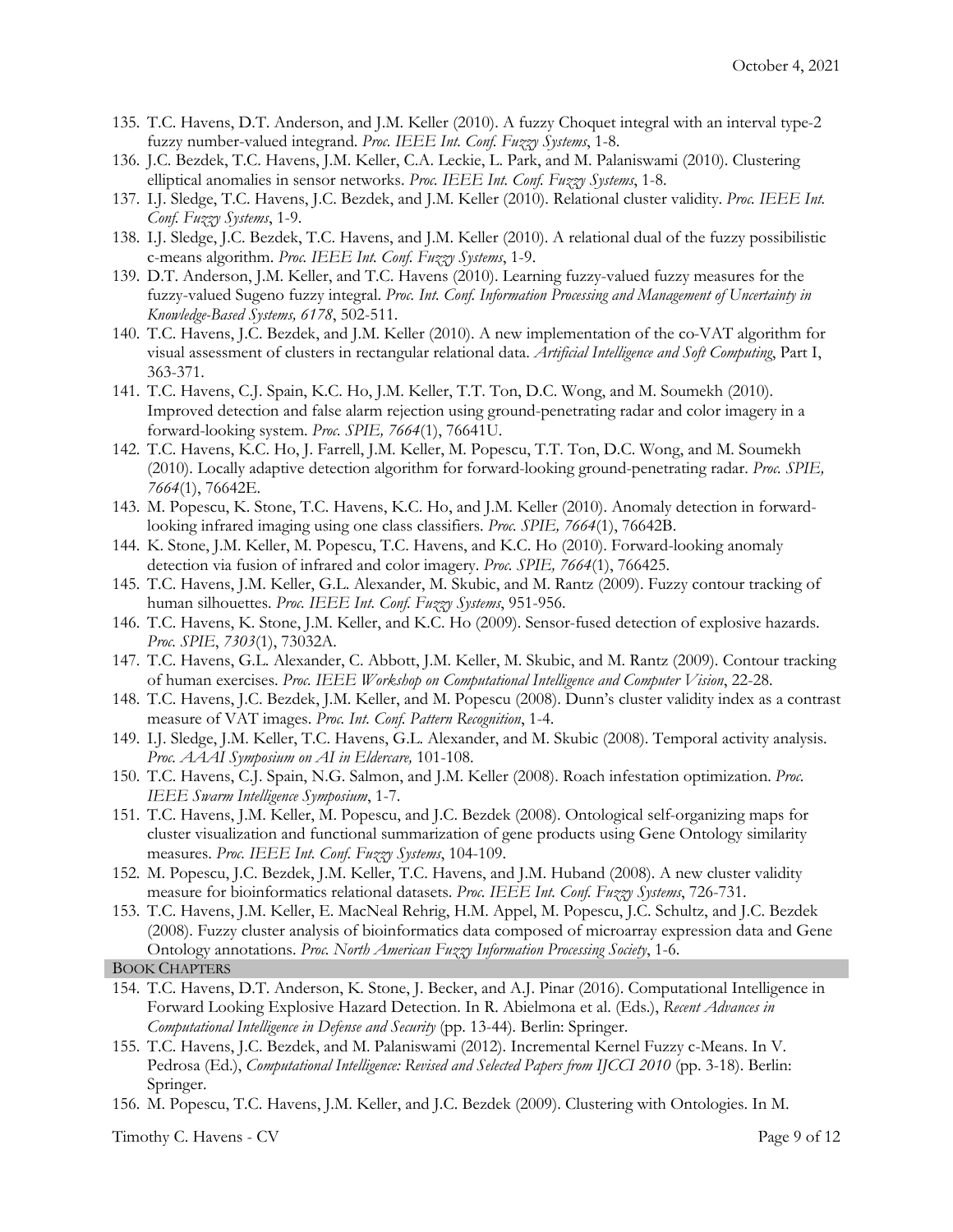135. T.C. Havens, D.T. Anderson, and J.M. Keller (2010). A fuzzy Choquet integral with an interval type-2 fuzzy number-valued integrand. *Proc. IEEE Int. Conf. Fuzzy Systems*, 1-8.
136. J.C. Bezdek, T.C. Havens, J.M. Keller, C.A. Leckie, L. Park, and M. Palaniswami (2010). Clustering elliptical anomalies in sensor networks. *Proc. IEEE Int. Conf. Fuzzy Systems*, 1-8.
137. I.J. Sledge, T.C. Havens, J.C. Bezdek, and J.M. Keller (2010). Relational cluster validity. *Proc. IEEE Int. Conf. Fuzzy Systems*, 1-9.
138. I.J. Sledge, J.C. Bezdek, T.C. Havens, and J.M. Keller (2010). A relational dual of the fuzzy possibilistic c-means algorithm. *Proc. IEEE Int. Conf. Fuzzy Systems*, 1-9.
139. D.T. Anderson, J.M. Keller, and T.C. Havens (2010). Learning fuzzy-valued fuzzy measures for the fuzzy-valued Sugeno fuzzy integral. *Proc. Int. Conf. Information Processing and Management of Uncertainty in Knowledge-Based Systems, 6178*, 502-511.
140. T.C. Havens, J.C. Bezdek, and J.M. Keller (2010). A new implementation of the co-VAT algorithm for visual assessment of clusters in rectangular relational data. *Artificial Intelligence and Soft Computing*, Part I, 363-371.
141. T.C. Havens, C.J. Spain, K.C. Ho, J.M. Keller, T.T. Ton, D.C. Wong, and M. Soumekh (2010). Improved detection and false alarm rejection using ground-penetrating radar and color imagery in a forward-looking system. *Proc. SPIE, 7664*(1), 76641U.
142. T.C. Havens, K.C. Ho, J. Farrell, J.M. Keller, M. Popescu, T.T. Ton, D.C. Wong, and M. Soumekh (2010). Locally adaptive detection algorithm for forward-looking ground-penetrating radar. *Proc. SPIE, 7664*(1), 76642E.
143. M. Popescu, K. Stone, T.C. Havens, K.C. Ho, and J.M. Keller (2010). Anomaly detection in forward-looking infrared imaging using one class classifiers. *Proc. SPIE, 7664*(1), 76642B.
144. K. Stone, J.M. Keller, M. Popescu, T.C. Havens, and K.C. Ho (2010). Forward-looking anomaly detection via fusion of infrared and color imagery. *Proc. SPIE, 7664*(1), 766425.
145. T.C. Havens, J.M. Keller, G.L. Alexander, M. Skubic, and M. Rantz (2009). Fuzzy contour tracking of human silhouettes. *Proc. IEEE Int. Conf. Fuzzy Systems*, 951-956.
146. T.C. Havens, K. Stone, J.M. Keller, and K.C. Ho (2009). Sensor-fused detection of explosive hazards. *Proc. SPIE*, *7303*(1), 73032A.
147. T.C. Havens, G.L. Alexander, C. Abbott, J.M. Keller, M. Skubic, and M. Rantz (2009). Contour tracking of human exercises. *Proc. IEEE Workshop on Computational Intelligence and Computer Vision*, 22-28.
148. T.C. Havens, J.C. Bezdek, J.M. Keller, and M. Popescu (2008). Dunn's cluster validity index as a contrast measure of VAT images. *Proc. Int. Conf. Pattern Recognition*, 1-4.
149. I.J. Sledge, J.M. Keller, T.C. Havens, G.L. Alexander, and M. Skubic (2008). Temporal activity analysis. *Proc. AAAI Symposium on AI in Eldercare,* 101-108.
150. T.C. Havens, C.J. Spain, N.G. Salmon, and J.M. Keller (2008). Roach infestation optimization. *Proc. IEEE Swarm Intelligence Symposium*, 1-7.
151. T.C. Havens, J.M. Keller, M. Popescu, and J.C. Bezdek (2008). Ontological self-organizing maps for cluster visualization and functional summarization of gene products using Gene Ontology similarity measures. *Proc. IEEE Int. Conf. Fuzzy Systems*, 104-109.
152. M. Popescu, J.C. Bezdek, J.M. Keller, T.C. Havens, and J.M. Huband (2008). A new cluster validity measure for bioinformatics relational datasets. *Proc. IEEE Int. Conf. Fuzzy Systems*, 726-731.
153. T.C. Havens, J.M. Keller, E. MacNeal Rehrig, H.M. Appel, M. Popescu, J.C. Schultz, and J.C. Bezdek (2008). Fuzzy cluster analysis of bioinformatics data composed of microarray expression data and Gene Ontology annotations. *Proc. North American Fuzzy Information Processing Society*, 1-6.

## BOOK CHAPTERS

154. T.C. Havens, D.T. Anderson, K. Stone, J. Becker, and A.J. Pinar (2016). Computational Intelligence in Forward Looking Explosive Hazard Detection. In R. Abielmona et al. (Eds.), *Recent Advances in Computational Intelligence in Defense and Security* (pp. 13-44). Berlin: Springer.
155. T.C. Havens, J.C. Bezdek, and M. Palaniswami (2012). Incremental Kernel Fuzzy c-Means. In V. Pedrosa (Ed.), *Computational Intelligence: Revised and Selected Papers from IJCCI 2010* (pp. 3-18). Berlin: Springer.
156. M. Popescu, T.C. Havens, J.M. Keller, and J.C. Bezdek (2009). Clustering with Ontologies. In M.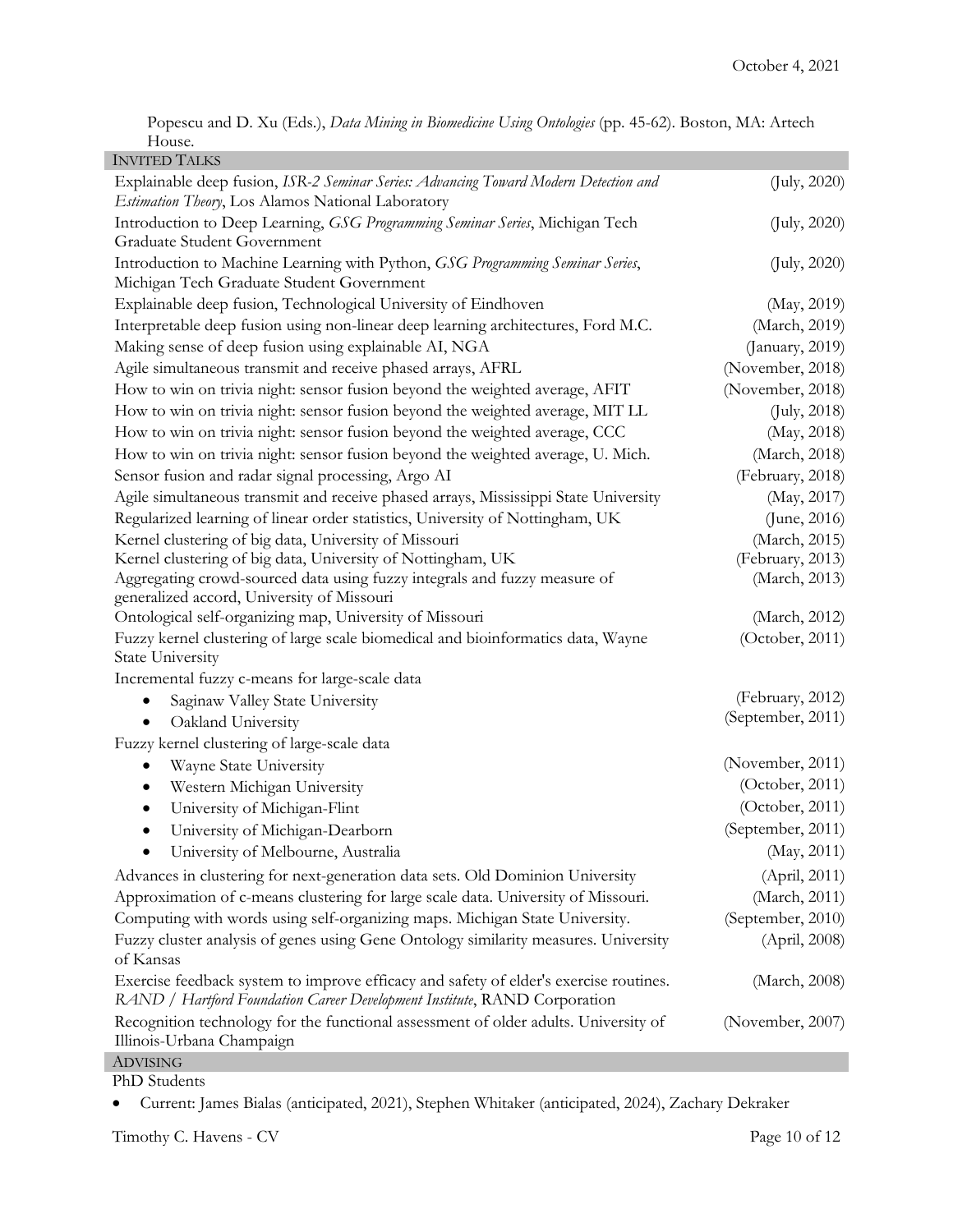Popescu and D. Xu (Eds.), *Data Mining in Biomedicine Using Ontologies* (pp. 45-62). Boston, MA: Artech House.

## INVITED TALKS

| | |
|---|---|
| Explainable deep fusion, *ISR-2 Seminar Series: Advancing Toward Modern Detection and Estimation Theory*, Los Alamos National Laboratory | (July, 2020) |
| Introduction to Deep Learning, *GSG Programming Seminar Series*, Michigan Tech Graduate Student Government | (July, 2020) |
| Introduction to Machine Learning with Python, *GSG Programming Seminar Series*, Michigan Tech Graduate Student Government | (July, 2020) |
| Explainable deep fusion, Technological University of Eindhoven | (May, 2019) |
| Interpretable deep fusion using non-linear deep learning architectures, Ford M.C. | (March, 2019) |
| Making sense of deep fusion using explainable AI, NGA | (January, 2019) |
| Agile simultaneous transmit and receive phased arrays, AFRL | (November, 2018) |
| How to win on trivia night: sensor fusion beyond the weighted average, AFIT | (November, 2018) |
| How to win on trivia night: sensor fusion beyond the weighted average, MIT LL | (July, 2018) |
| How to win on trivia night: sensor fusion beyond the weighted average, CCC | (May, 2018) |
| How to win on trivia night: sensor fusion beyond the weighted average, U. Mich. | (March, 2018) |
| Sensor fusion and radar signal processing, Argo AI | (February, 2018) |
| Agile simultaneous transmit and receive phased arrays, Mississippi State University | (May, 2017) |
| Regularized learning of linear order statistics, University of Nottingham, UK | (June, 2016) |
| Kernel clustering of big data, University of Missouri | (March, 2015) |
| Kernel clustering of big data, University of Nottingham, UK | (February, 2013) |
| Aggregating crowd-sourced data using fuzzy integrals and fuzzy measure of generalized accord, University of Missouri | (March, 2013) |
| Ontological self-organizing map, University of Missouri | (March, 2012) |
| Fuzzy kernel clustering of large scale biomedical and bioinformatics data, Wayne State University | (October, 2011) |
| Incremental fuzzy c-means for large-scale data | |
| • Saginaw Valley State University | (February, 2012) |
| • Oakland University | (September, 2011) |
| Fuzzy kernel clustering of large-scale data | |
| • Wayne State University | (November, 2011) |
| • Western Michigan University | (October, 2011) |
| • University of Michigan-Flint | (October, 2011) |
| • University of Michigan-Dearborn | (September, 2011) |
| • University of Melbourne, Australia | (May, 2011) |
| Advances in clustering for next-generation data sets. Old Dominion University | (April, 2011) |
| Approximation of c-means clustering for large scale data. University of Missouri. | (March, 2011) |
| Computing with words using self-organizing maps. Michigan State University. | (September, 2010) |
| Fuzzy cluster analysis of genes using Gene Ontology similarity measures. University of Kansas | (April, 2008) |
| Exercise feedback system to improve efficacy and safety of elder's exercise routines. *RAND / Hartford Foundation Career Development Institute*, RAND Corporation | (March, 2008) |
| Recognition technology for the functional assessment of older adults. University of Illinois-Urbana Champaign | (November, 2007) |

## ADVISING

PhD Students

- Current: James Bialas (anticipated, 2021), Stephen Whitaker (anticipated, 2024), Zachary Dekraker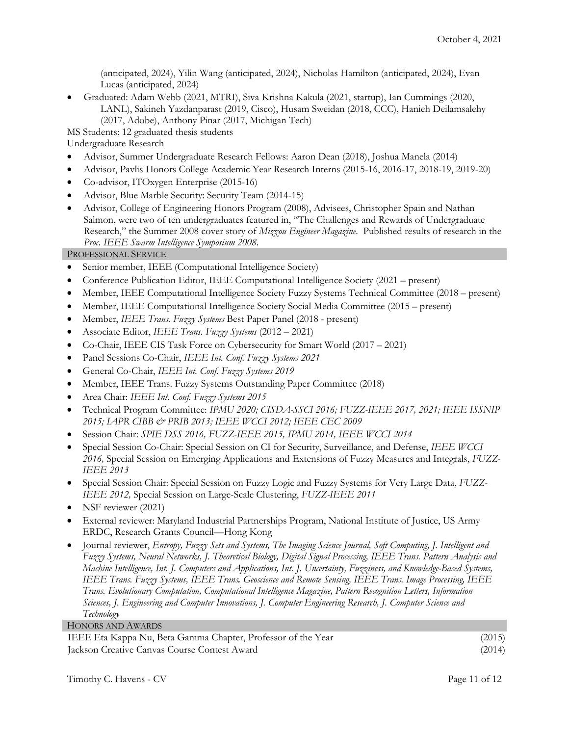(anticipated, 2024), Yilin Wang (anticipated, 2024), Nicholas Hamilton (anticipated, 2024), Evan Lucas (anticipated, 2024)

- Graduated: Adam Webb (2021, MTRI), Siva Krishna Kakula (2021, startup), Ian Cummings (2020, LANL), Sakineh Yazdanparast (2019, Cisco), Husam Sweidan (2018, CCC), Hanieh Deilamsalehy (2017, Adobe), Anthony Pinar (2017, Michigan Tech)

MS Students: 12 graduated thesis students

Undergraduate Research

- Advisor, Summer Undergraduate Research Fellows: Aaron Dean (2018), Joshua Manela (2014)
- Advisor, Pavlis Honors College Academic Year Research Interns (2015-16, 2016-17, 2018-19, 2019-20)
- Co-advisor, ITOxygen Enterprise (2015-16)
- Advisor, Blue Marble Security: Security Team (2014-15)
- Advisor, College of Engineering Honors Program (2008), Advisees, Christopher Spain and Nathan Salmon, were two of ten undergraduates featured in, "The Challenges and Rewards of Undergraduate Research," the Summer 2008 cover story of *Mizzou Engineer Magazine*. Published results of research in the *Proc. IEEE Swarm Intelligence Symposium 2008*.

## Professional Service

- Senior member, IEEE (Computational Intelligence Society)
- Conference Publication Editor, IEEE Computational Intelligence Society (2021 – present)
- Member, IEEE Computational Intelligence Society Fuzzy Systems Technical Committee (2018 – present)
- Member, IEEE Computational Intelligence Society Social Media Committee (2015 – present)
- Member, *IEEE Trans. Fuzzy Systems* Best Paper Panel (2018 - present)
- Associate Editor, *IEEE Trans. Fuzzy Systems* (2012 – 2021)
- Co-Chair, IEEE CIS Task Force on Cybersecurity for Smart World (2017 – 2021)
- Panel Sessions Co-Chair, *IEEE Int. Conf. Fuzzy Systems 2021*
- General Co-Chair, *IEEE Int. Conf. Fuzzy Systems 2019*
- Member, IEEE Trans. Fuzzy Systems Outstanding Paper Committee (2018)
- Area Chair: *IEEE Int. Conf. Fuzzy Systems 2015*
- Technical Program Committee: *IPMU 2020; CISDA-SSCI 2016; FUZZ-IEEE 2017, 2021; IEEE ISSNIP 2015; IAPR CIBB & PRIB 2013; IEEE WCCI 2012; IEEE CEC 2009*
- Session Chair: *SPIE DSS 2016, FUZZ-IEEE 2015, IPMU 2014, IEEE WCCI 2014*
- Special Session Co-Chair: Special Session on CI for Security, Surveillance, and Defense, *IEEE WCCI 2016,* Special Session on Emerging Applications and Extensions of Fuzzy Measures and Integrals, *FUZZ-IEEE 2013*
- Special Session Chair: Special Session on Fuzzy Logic and Fuzzy Systems for Very Large Data, *FUZZ-IEEE 2012,* Special Session on Large-Scale Clustering, *FUZZ-IEEE 2011*
- NSF reviewer (2021)
- External reviewer: Maryland Industrial Partnerships Program, National Institute of Justice, US Army ERDC, Research Grants Council—Hong Kong
- Journal reviewer, *Entropy, Fuzzy Sets and Systems, The Imaging Science Journal, Soft Computing, J. Intelligent and Fuzzy Systems, Neural Networks, J. Theoretical Biology, Digital Signal Processing, IEEE Trans. Pattern Analysis and Machine Intelligence, Int. J. Computers and Applications, Int. J. Uncertainty, Fuzziness, and Knowledge-Based Systems, IEEE Trans. Fuzzy Systems, IEEE Trans. Geoscience and Remote Sensing, IEEE Trans. Image Processing, IEEE Trans. Evolutionary Computation, Computational Intelligence Magazine, Pattern Recognition Letters, Information Sciences, J. Engineering and Computer Innovations, J. Computer Engineering Research, J. Computer Science and Technology*

## Honors and Awards

IEEE Eta Kappa Nu, Beta Gamma Chapter, Professor of the Year (2015)

Jackson Creative Canvas Course Contest Award (2014)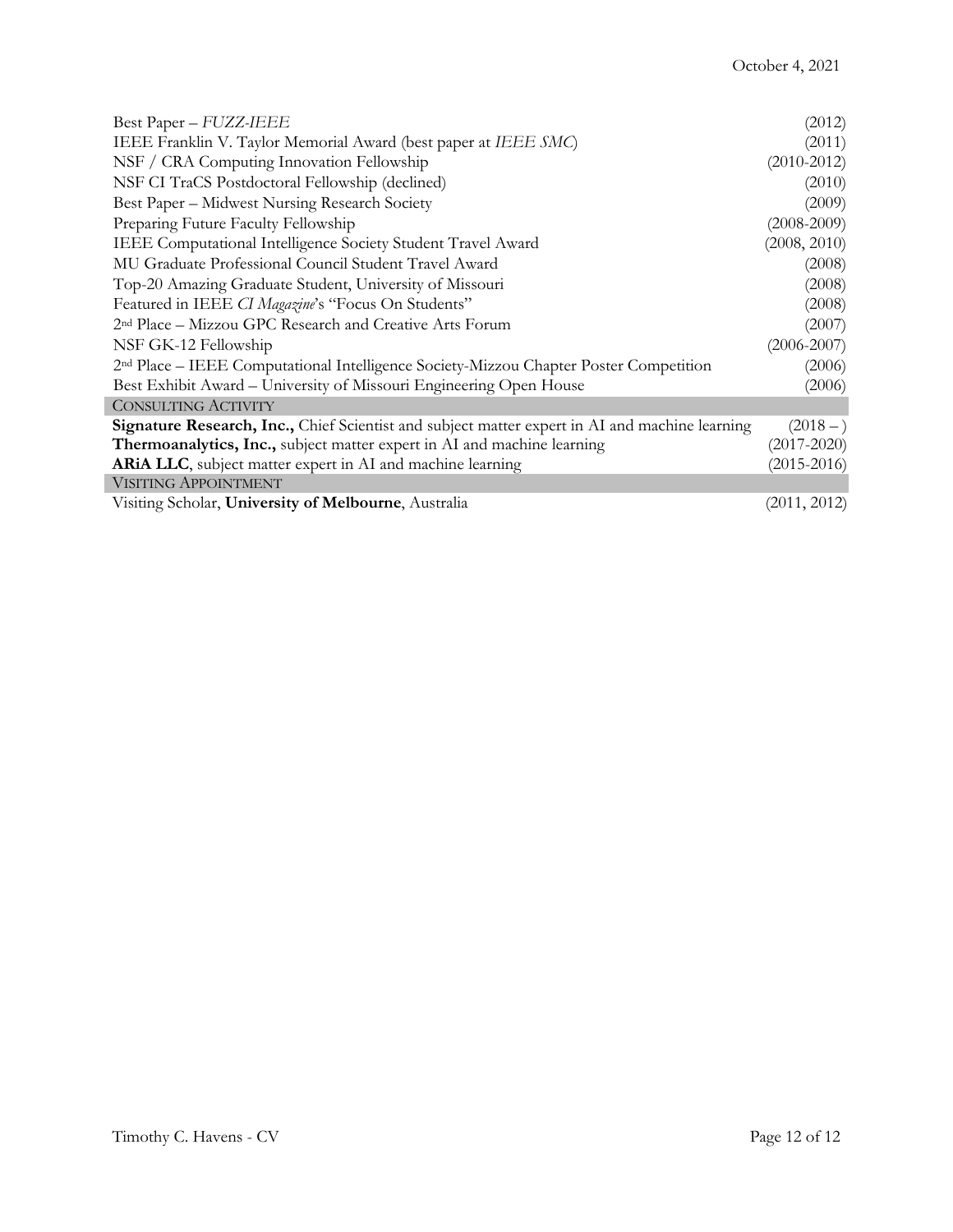| | |
|---|---|
| Best Paper – *FUZZ-IEEE* | (2012) |
| IEEE Franklin V. Taylor Memorial Award (best paper at *IEEE SMC*) | (2011) |
| NSF / CRA Computing Innovation Fellowship | (2010-2012) |
| NSF CI TraCS Postdoctoral Fellowship (declined) | (2010) |
| Best Paper – Midwest Nursing Research Society | (2009) |
| Preparing Future Faculty Fellowship | (2008-2009) |
| IEEE Computational Intelligence Society Student Travel Award | (2008, 2010) |
| MU Graduate Professional Council Student Travel Award | (2008) |
| Top-20 Amazing Graduate Student, University of Missouri | (2008) |
| Featured in IEEE *CI Magazine*'s "Focus On Students" | (2008) |
| 2nd Place – Mizzou GPC Research and Creative Arts Forum | (2007) |
| NSF GK-12 Fellowship | (2006-2007) |
| 2nd Place – IEEE Computational Intelligence Society-Mizzou Chapter Poster Competition | (2006) |
| Best Exhibit Award – University of Missouri Engineering Open House | (2006) |

## CONSULTING ACTIVITY

| | |
|---|---|
| **Signature Research, Inc.,** Chief Scientist and subject matter expert in AI and machine learning | (2018 – ) |
| **Thermoanalytics, Inc.,** subject matter expert in AI and machine learning | (2017-2020) |
| **ARiA LLC**, subject matter expert in AI and machine learning | (2015-2016) |

## VISITING APPOINTMENT

| | |
|---|---|
| Visiting Scholar, **University of Melbourne**, Australia | (2011, 2012) |